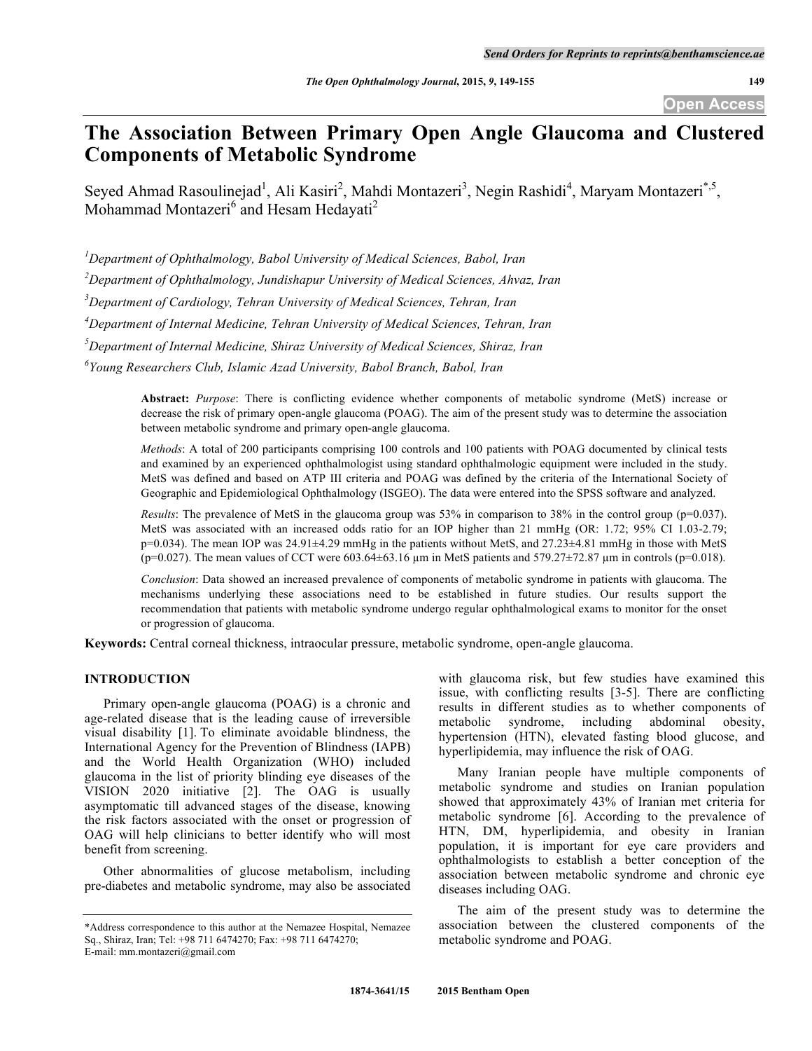# The Association Between Primary Open Angle Glaucoma and Clustered Components of Metabolic Syndrome

Seyed Ahmad Rasoulinejad[1], Ali Kasiri[2], Mahdi Montazeri[3], Negin Rashidi[4], Maryam Montazeri[*,5], Mohammad Montazeri[6] and Hesam Hedayati[2]

[1]*Department of Ophthalmology, Babol University of Medical Sciences, Babol, Iran*

[2]*Department of Ophthalmology, Jundishapur University of Medical Sciences, Ahvaz, Iran*

[3]*Department of Cardiology, Tehran University of Medical Sciences, Tehran, Iran*

[4]*Department of Internal Medicine, Tehran University of Medical Sciences, Tehran, Iran*

[5]*Department of Internal Medicine, Shiraz University of Medical Sciences, Shiraz, Iran*

[6]*Young Researchers Club, Islamic Azad University, Babol Branch, Babol, Iran*

**Abstract:** *Purpose*: There is conflicting evidence whether components of metabolic syndrome (MetS) increase or decrease the risk of primary open-angle glaucoma (POAG). The aim of the present study was to determine the association between metabolic syndrome and primary open-angle glaucoma.

*Methods*: A total of 200 participants comprising 100 controls and 100 patients with POAG documented by clinical tests and examined by an experienced ophthalmologist using standard ophthalmologic equipment were included in the study. MetS was defined and based on ATP III criteria and POAG was defined by the criteria of the International Society of Geographic and Epidemiological Ophthalmology (ISGEO). The data were entered into the SPSS software and analyzed.

*Results*: The prevalence of MetS in the glaucoma group was 53% in comparison to 38% in the control group ($p=0.037$). MetS was associated with an increased odds ratio for an IOP higher than 21 mmHg (OR: 1.72; 95% CI 1.03-2.79; $p=0.034$). The mean IOP was 24.91±4.29 mmHg in the patients without MetS, and 27.23±4.81 mmHg in those with MetS ($p=0.027$). The mean values of CCT were 603.64±63.16 µm in MetS patients and 579.27±72.87 µm in controls ($p=0.018$).

*Conclusion*: Data showed an increased prevalence of components of metabolic syndrome in patients with glaucoma. The mechanisms underlying these associations need to be established in future studies. Our results support the recommendation that patients with metabolic syndrome undergo regular ophthalmological exams to monitor for the onset or progression of glaucoma.

**Keywords:** Central corneal thickness, intraocular pressure, metabolic syndrome, open-angle glaucoma.

## INTRODUCTION

Primary open-angle glaucoma (POAG) is a chronic and age-related disease that is the leading cause of irreversible visual disability [1]. To eliminate avoidable blindness, the International Agency for the Prevention of Blindness (IAPB) and the World Health Organization (WHO) included glaucoma in the list of priority blinding eye diseases of the VISION 2020 initiative [2]. The OAG is usually asymptomatic till advanced stages of the disease, knowing the risk factors associated with the onset or progression of OAG will help clinicians to better identify who will most benefit from screening.

Other abnormalities of glucose metabolism, including pre-diabetes and metabolic syndrome, may also be associated with glaucoma risk, but few studies have examined this issue, with conflicting results [3-5]. There are conflicting results in different studies as to whether components of metabolic syndrome, including abdominal obesity, hypertension (HTN), elevated fasting blood glucose, and hyperlipidemia, may influence the risk of OAG.

Many Iranian people have multiple components of metabolic syndrome and studies on Iranian population showed that approximately 43% of Iranian met criteria for metabolic syndrome [6]. According to the prevalence of HTN, DM, hyperlipidemia, and obesity in Iranian population, it is important for eye care providers and ophthalmologists to establish a better conception of the association between metabolic syndrome and chronic eye diseases including OAG.

The aim of the present study was to determine the association between the clustered components of the metabolic syndrome and POAG.

*Address correspondence to this author at the Nemazee Hospital, Nemazee Sq., Shiraz, Iran; Tel: +98 711 6474270; Fax: +98 711 6474270; E-mail: mm.montazeri@gmail.com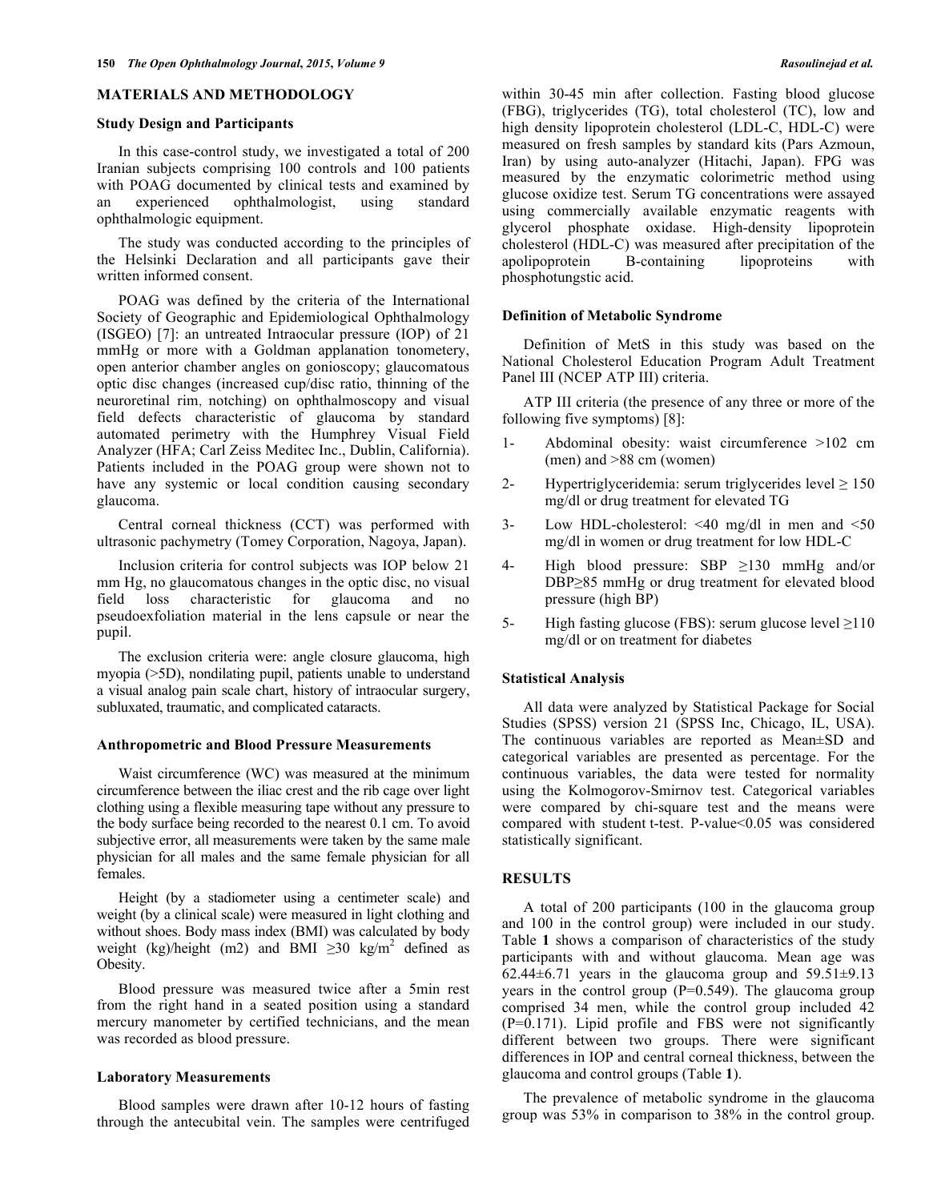## MATERIALS AND METHODOLOGY

### Study Design and Participants

In this case-control study, we investigated a total of 200 Iranian subjects comprising 100 controls and 100 patients with POAG documented by clinical tests and examined by an experienced ophthalmologist, using standard ophthalmologic equipment.

The study was conducted according to the principles of the Helsinki Declaration and all participants gave their written informed consent.

POAG was defined by the criteria of the International Society of Geographic and Epidemiological Ophthalmology (ISGEO) [7]: an untreated Intraocular pressure (IOP) of 21 mmHg or more with a Goldman applanation tonometery, open anterior chamber angles on gonioscopy; glaucomatous optic disc changes (increased cup/disc ratio, thinning of the neuroretinal rim, notching) on ophthalmoscopy and visual field defects characteristic of glaucoma by standard automated perimetry with the Humphrey Visual Field Analyzer (HFA; Carl Zeiss Meditec Inc., Dublin, California). Patients included in the POAG group were shown not to have any systemic or local condition causing secondary glaucoma.

Central corneal thickness (CCT) was performed with ultrasonic pachymetry (Tomey Corporation, Nagoya, Japan).

Inclusion criteria for control subjects was IOP below 21 mm Hg, no glaucomatous changes in the optic disc, no visual field loss characteristic for glaucoma and no pseudoexfoliation material in the lens capsule or near the pupil.

The exclusion criteria were: angle closure glaucoma, high myopia (>5D), nondilating pupil, patients unable to understand a visual analog pain scale chart, history of intraocular surgery, subluxated, traumatic, and complicated cataracts.

### Anthropometric and Blood Pressure Measurements

Waist circumference (WC) was measured at the minimum circumference between the iliac crest and the rib cage over light clothing using a flexible measuring tape without any pressure to the body surface being recorded to the nearest 0.1 cm. To avoid subjective error, all measurements were taken by the same male physician for all males and the same female physician for all females.

Height (by a stadiometer using a centimeter scale) and weight (by a clinical scale) were measured in light clothing and without shoes. Body mass index (BMI) was calculated by body weight (kg)/height (m2) and BMI ≥30 kg/$m^2$ defined as Obesity.

Blood pressure was measured twice after a 5min rest from the right hand in a seated position using a standard mercury manometer by certified technicians, and the mean was recorded as blood pressure.

### Laboratory Measurements

Blood samples were drawn after 10-12 hours of fasting through the antecubital vein. The samples were centrifuged within 30-45 min after collection. Fasting blood glucose (FBG), triglycerides (TG), total cholesterol (TC), low and high density lipoprotein cholesterol (LDL-C, HDL-C) were measured on fresh samples by standard kits (Pars Azmoun, Iran) by using auto-analyzer (Hitachi, Japan). FPG was measured by the enzymatic colorimetric method using glucose oxidize test. Serum TG concentrations were assayed using commercially available enzymatic reagents with glycerol phosphate oxidase. High-density lipoprotein cholesterol (HDL-C) was measured after precipitation of the apolipoprotein B-containing lipoproteins with phosphotungstic acid.

### Definition of Metabolic Syndrome

Definition of MetS in this study was based on the National Cholesterol Education Program Adult Treatment Panel III (NCEP ATP III) criteria.

ATP III criteria (the presence of any three or more of the following five symptoms) [8]:

1- Abdominal obesity: waist circumference >102 cm (men) and >88 cm (women)

2- Hypertriglyceridemia: serum triglycerides level ≥ 150 mg/dl or drug treatment for elevated TG

3- Low HDL-cholesterol: <40 mg/dl in men and <50 mg/dl in women or drug treatment for low HDL-C

4- High blood pressure: SBP ≥130 mmHg and/or DBP≥85 mmHg or drug treatment for elevated blood pressure (high BP)

5- High fasting glucose (FBS): serum glucose level ≥110 mg/dl or on treatment for diabetes

### Statistical Analysis

All data were analyzed by Statistical Package for Social Studies (SPSS) version 21 (SPSS Inc, Chicago, IL, USA). The continuous variables are reported as Mean±SD and categorical variables are presented as percentage. For the continuous variables, the data were tested for normality using the Kolmogorov-Smirnov test. Categorical variables were compared by chi-square test and the means were compared with student t-test. P-value<0.05 was considered statistically significant.

## RESULTS

A total of 200 participants (100 in the glaucoma group and 100 in the control group) were included in our study. Table **1** shows a comparison of characteristics of the study participants with and without glaucoma. Mean age was 62.44±6.71 years in the glaucoma group and 59.51±9.13 years in the control group (P=0.549). The glaucoma group comprised 34 men, while the control group included 42 (P=0.171). Lipid profile and FBS were not significantly different between two groups. There were significant differences in IOP and central corneal thickness, between the glaucoma and control groups (Table **1**).

The prevalence of metabolic syndrome in the glaucoma group was 53% in comparison to 38% in the control group.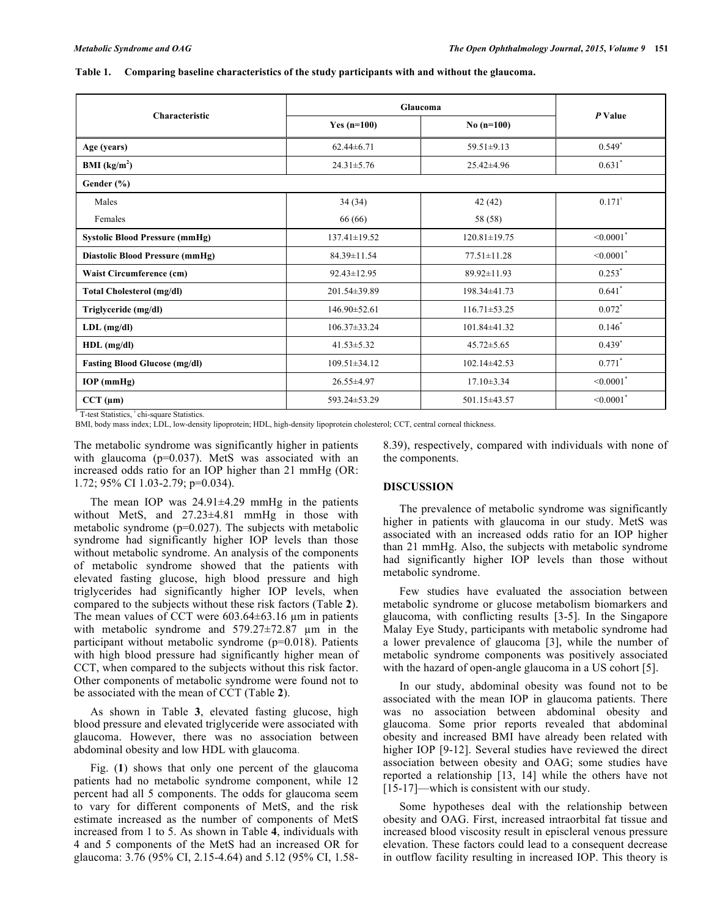**Table 1. Comparing baseline characteristics of the study participants with and without the glaucoma.**

| Characteristic | Glaucoma | | *P* Value |
|---|---|---|---|
| | Yes (n=100) | No (n=100) | |
| **Age (years)** | 62.44±6.71 | 59.51±9.13 | 0.549* |
| **BMI (kg/m²)** | 24.31±5.76 | 25.42±4.96 | 0.631* |
| **Gender (%)** | | | |
| Males | 34 (34) | 42 (42) | 0.171ᶧ |
| Females | 66 (66) | 58 (58) | |
| **Systolic Blood Pressure (mmHg)** | 137.41±19.52 | 120.81±19.75 | <0.0001* |
| **Diastolic Blood Pressure (mmHg)** | 84.39±11.54 | 77.51±11.28 | <0.0001* |
| **Waist Circumference (cm)** | 92.43±12.95 | 89.92±11.93 | 0.253* |
| **Total Cholesterol (mg/dl)** | 201.54±39.89 | 198.34±41.73 | 0.641* |
| **Triglyceride (mg/dl)** | 146.90±52.61 | 116.71±53.25 | 0.072* |
| **LDL (mg/dl)** | 106.37±33.24 | 101.84±41.32 | 0.146* |
| **HDL (mg/dl)** | 41.53±5.32 | 45.72±5.65 | 0.439* |
| **Fasting Blood Glucose (mg/dl)** | 109.51±34.12 | 102.14±42.53 | 0.771* |
| **IOP (mmHg)** | 26.55±4.97 | 17.10±3.34 | <0.0001* |
| **CCT (μm)** | 593.24±53.29 | 501.15±43.57 | <0.0001* |

* T-test Statistics, ᶧ chi-square Statistics.
BMI, body mass index; LDL, low-density lipoprotein; HDL, high-density lipoprotein cholesterol; CCT, central corneal thickness.

The metabolic syndrome was significantly higher in patients with glaucoma (p=0.037). MetS was associated with an increased odds ratio for an IOP higher than 21 mmHg (OR: 1.72; 95% CI 1.03-2.79; p=0.034).

The mean IOP was 24.91±4.29 mmHg in the patients without MetS, and 27.23±4.81 mmHg in those with metabolic syndrome (p=0.027). The subjects with metabolic syndrome had significantly higher IOP levels than those without metabolic syndrome. An analysis of the components of metabolic syndrome showed that the patients with elevated fasting glucose, high blood pressure and high triglycerides had significantly higher IOP levels, when compared to the subjects without these risk factors (Table **2**). The mean values of CCT were 603.64±63.16 µm in patients with metabolic syndrome and 579.27±72.87 µm in the participant without metabolic syndrome (p=0.018). Patients with high blood pressure had significantly higher mean of CCT, when compared to the subjects without this risk factor. Other components of metabolic syndrome were found not to be associated with the mean of CCT (Table **2**).

As shown in Table **3**, elevated fasting glucose, high blood pressure and elevated triglyceride were associated with glaucoma. However, there was no association between abdominal obesity and low HDL with glaucoma.

Fig. (**1**) shows that only one percent of the glaucoma patients had no metabolic syndrome component, while 12 percent had all 5 components. The odds for glaucoma seem to vary for different components of MetS, and the risk estimate increased as the number of components of MetS increased from 1 to 5. As shown in Table **4**, individuals with 4 and 5 components of the MetS had an increased OR for glaucoma: 3.76 (95% CI, 2.15-4.64) and 5.12 (95% CI, 1.58-8.39), respectively, compared with individuals with none of the components.

## DISCUSSION

The prevalence of metabolic syndrome was significantly higher in patients with glaucoma in our study. MetS was associated with an increased odds ratio for an IOP higher than 21 mmHg. Also, the subjects with metabolic syndrome had significantly higher IOP levels than those without metabolic syndrome.

Few studies have evaluated the association between metabolic syndrome or glucose metabolism biomarkers and glaucoma, with conflicting results [3-5]. In the Singapore Malay Eye Study, participants with metabolic syndrome had a lower prevalence of glaucoma [3], while the number of metabolic syndrome components was positively associated with the hazard of open-angle glaucoma in a US cohort [5].

In our study, abdominal obesity was found not to be associated with the mean IOP in glaucoma patients. There was no association between abdominal obesity and glaucoma. Some prior reports revealed that abdominal obesity and increased BMI have already been related with higher IOP [9-12]. Several studies have reviewed the direct association between obesity and OAG; some studies have reported a relationship [13, 14] while the others have not [15-17]—which is consistent with our study.

Some hypotheses deal with the relationship between obesity and OAG. First, increased intraorbital fat tissue and increased blood viscosity result in episcleral venous pressure elevation. These factors could lead to a consequent decrease in outflow facility resulting in increased IOP. This theory is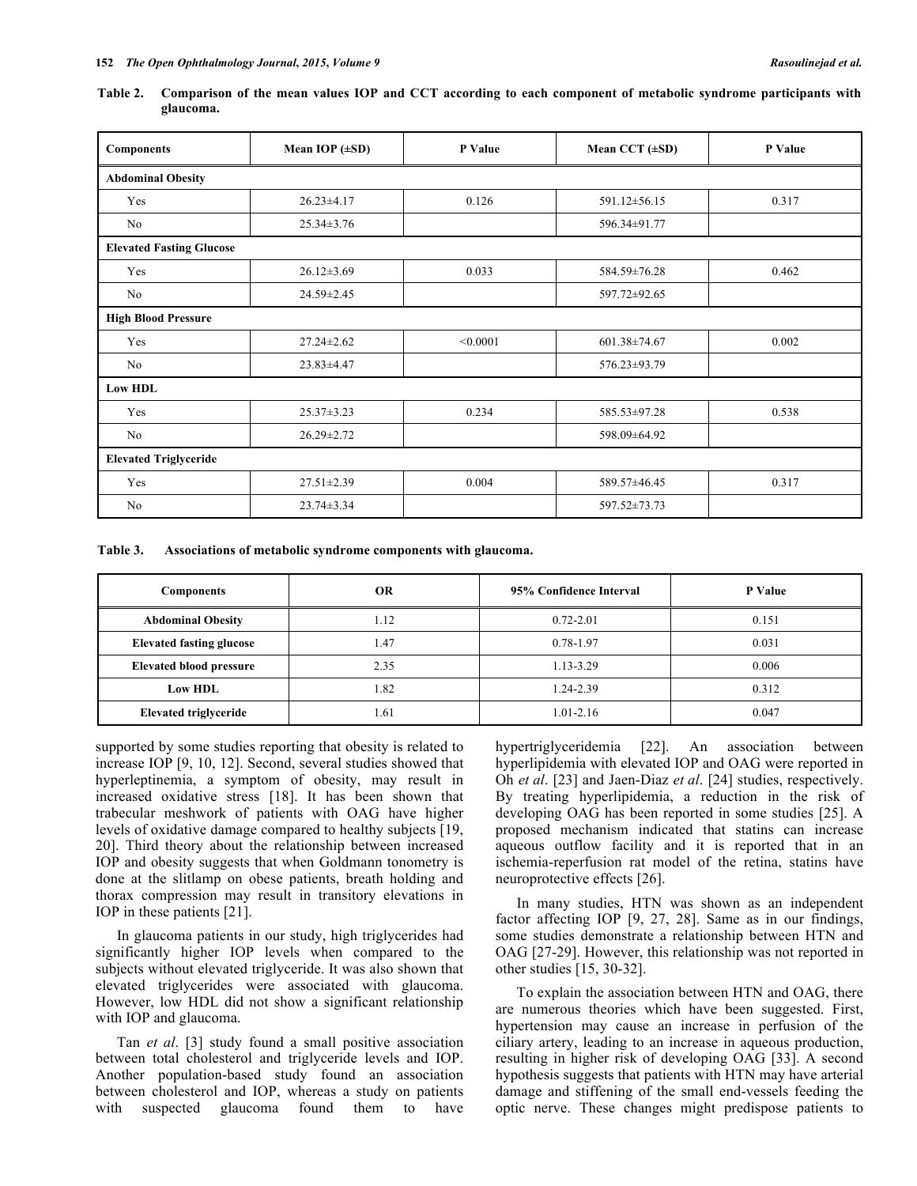**Table 2. Comparison of the mean values IOP and CCT according to each component of metabolic syndrome participants with glaucoma.**

| Components | Mean IOP (±SD) | P Value | Mean CCT (±SD) | P Value |
|---|---|---|---|---|
| **Abdominal Obesity** | | | | |
| Yes | 26.23±4.17 | 0.126 | 591.12±56.15 | 0.317 |
| No | 25.34±3.76 | | 596.34±91.77 | |
| **Elevated Fasting Glucose** | | | | |
| Yes | 26.12±3.69 | 0.033 | 584.59±76.28 | 0.462 |
| No | 24.59±2.45 | | 597.72±92.65 | |
| **High Blood Pressure** | | | | |
| Yes | 27.24±2.62 | <0.0001 | 601.38±74.67 | 0.002 |
| No | 23.83±4.47 | | 576.23±93.79 | |
| **Low HDL** | | | | |
| Yes | 25.37±3.23 | 0.234 | 585.53±97.28 | 0.538 |
| No | 26.29±2.72 | | 598.09±64.92 | |
| **Elevated Triglyceride** | | | | |
| Yes | 27.51±2.39 | 0.004 | 589.57±46.45 | 0.317 |
| No | 23.74±3.34 | | 597.52±73.73 | |

**Table 3. Associations of metabolic syndrome components with glaucoma.**

| Components | OR | 95% Confidence Interval | P Value |
|---|---|---|---|
| **Abdominal Obesity** | 1.12 | 0.72-2.01 | 0.151 |
| **Elevated fasting glucose** | 1.47 | 0.78-1.97 | 0.031 |
| **Elevated blood pressure** | 2.35 | 1.13-3.29 | 0.006 |
| **Low HDL** | 1.82 | 1.24-2.39 | 0.312 |
| **Elevated triglyceride** | 1.61 | 1.01-2.16 | 0.047 |

supported by some studies reporting that obesity is related to increase IOP [9, 10, 12]. Second, several studies showed that hyperleptinemia, a symptom of obesity, may result in increased oxidative stress [18]. It has been shown that trabecular meshwork of patients with OAG have higher levels of oxidative damage compared to healthy subjects [19, 20]. Third theory about the relationship between increased IOP and obesity suggests that when Goldmann tonometry is done at the slitlamp on obese patients, breath holding and thorax compression may result in transitory elevations in IOP in these patients [21].

In glaucoma patients in our study, high triglycerides had significantly higher IOP levels when compared to the subjects without elevated triglyceride. It was also shown that elevated triglycerides were associated with glaucoma. However, low HDL did not show a significant relationship with IOP and glaucoma.

Tan *et al*. [3] study found a small positive association between total cholesterol and triglyceride levels and IOP. Another population-based study found an association between cholesterol and IOP, whereas a study on patients with suspected glaucoma found them to have hypertriglyceridemia [22]. An association between hyperlipidemia with elevated IOP and OAG were reported in Oh *et al*. [23] and Jaen-Diaz *et al*. [24] studies, respectively. By treating hyperlipidemia, a reduction in the risk of developing OAG has been reported in some studies [25]. A proposed mechanism indicated that statins can increase aqueous outflow facility and it is reported that in an ischemia-reperfusion rat model of the retina, statins have neuroprotective effects [26].

In many studies, HTN was shown as an independent factor affecting IOP [9, 27, 28]. Same as in our findings, some studies demonstrate a relationship between HTN and OAG [27-29]. However, this relationship was not reported in other studies [15, 30-32].

To explain the association between HTN and OAG, there are numerous theories which have been suggested. First, hypertension may cause an increase in perfusion of the ciliary artery, leading to an increase in aqueous production, resulting in higher risk of developing OAG [33]. A second hypothesis suggests that patients with HTN may have arterial damage and stiffening of the small end-vessels feeding the optic nerve. These changes might predispose patients to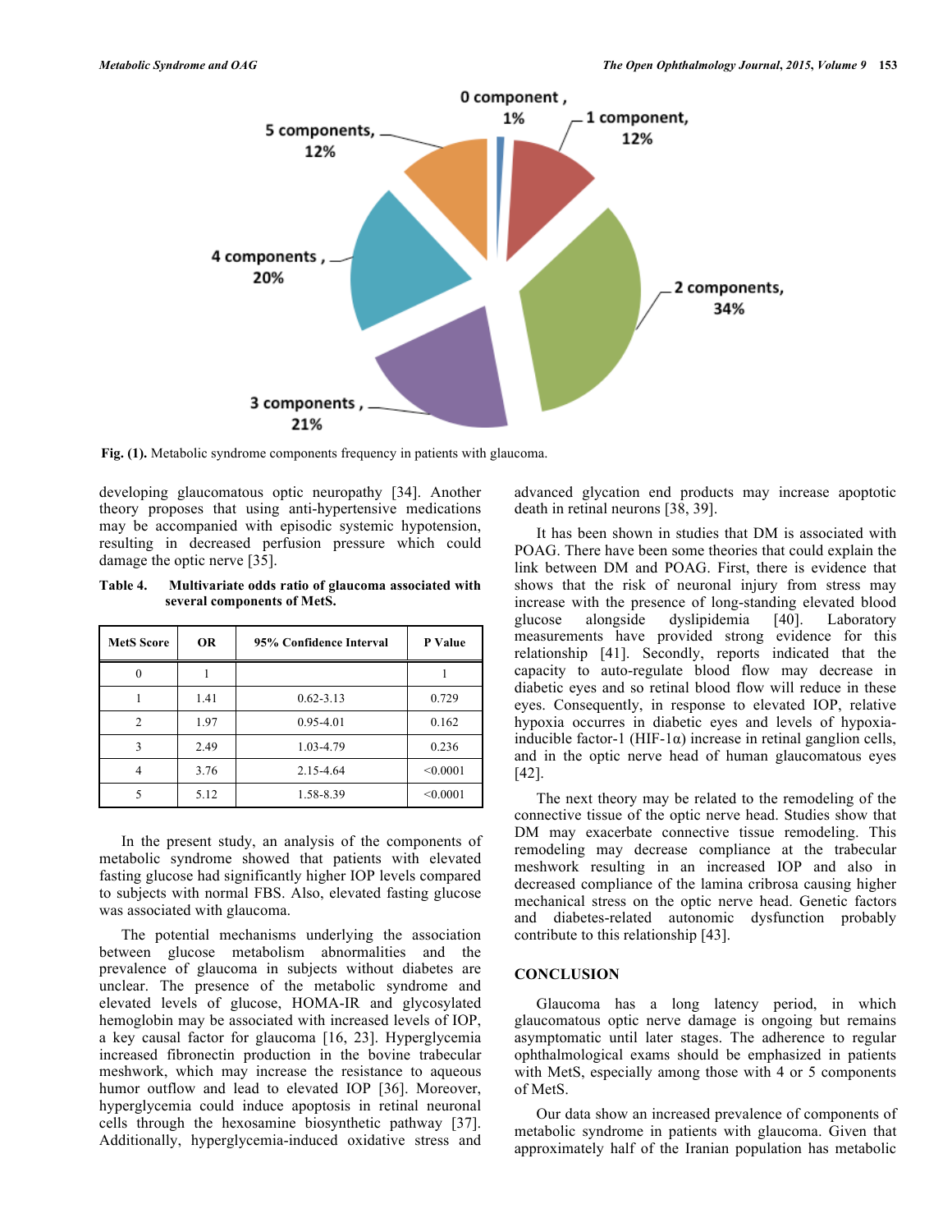Fig. (1). Metabolic syndrome components frequency in patients with glaucoma.

developing glaucomatous optic neuropathy [34]. Another theory proposes that using anti-hypertensive medications may be accompanied with episodic systemic hypotension, resulting in decreased perfusion pressure which could damage the optic nerve [35].

**Table 4. Multivariate odds ratio of glaucoma associated with several components of MetS.**

| MetS Score | OR | 95% Confidence Interval | P Value |
|---|---|---|---|
| 0 | 1 | | 1 |
| 1 | 1.41 | 0.62-3.13 | 0.729 |
| 2 | 1.97 | 0.95-4.01 | 0.162 |
| 3 | 2.49 | 1.03-4.79 | 0.236 |
| 4 | 3.76 | 2.15-4.64 | <0.0001 |
| 5 | 5.12 | 1.58-8.39 | <0.0001 |

In the present study, an analysis of the components of metabolic syndrome showed that patients with elevated fasting glucose had significantly higher IOP levels compared to subjects with normal FBS. Also, elevated fasting glucose was associated with glaucoma.

The potential mechanisms underlying the association between glucose metabolism abnormalities and the prevalence of glaucoma in subjects without diabetes are unclear. The presence of the metabolic syndrome and elevated levels of glucose, HOMA-IR and glycosylated hemoglobin may be associated with increased levels of IOP, a key causal factor for glaucoma [16, 23]. Hyperglycemia increased fibronectin production in the bovine trabecular meshwork, which may increase the resistance to aqueous humor outflow and lead to elevated IOP [36]. Moreover, hyperglycemia could induce apoptosis in retinal neuronal cells through the hexosamine biosynthetic pathway [37]. Additionally, hyperglycemia-induced oxidative stress and advanced glycation end products may increase apoptotic death in retinal neurons [38, 39].

It has been shown in studies that DM is associated with POAG. There have been some theories that could explain the link between DM and POAG. First, there is evidence that shows that the risk of neuronal injury from stress may increase with the presence of long-standing elevated blood glucose alongside dyslipidemia [40]. Laboratory measurements have provided strong evidence for this relationship [41]. Secondly, reports indicated that the capacity to auto-regulate blood flow may decrease in diabetic eyes and so retinal blood flow will reduce in these eyes. Consequently, in response to elevated IOP, relative hypoxia occurres in diabetic eyes and levels of hypoxia-inducible factor-1 (HIF-1α) increase in retinal ganglion cells, and in the optic nerve head of human glaucomatous eyes [42].

The next theory may be related to the remodeling of the connective tissue of the optic nerve head. Studies show that DM may exacerbate connective tissue remodeling. This remodeling may decrease compliance at the trabecular meshwork resulting in an increased IOP and also in decreased compliance of the lamina cribrosa causing higher mechanical stress on the optic nerve head. Genetic factors and diabetes-related autonomic dysfunction probably contribute to this relationship [43].

## CONCLUSION

Glaucoma has a long latency period, in which glaucomatous optic nerve damage is ongoing but remains asymptomatic until later stages. The adherence to regular ophthalmological exams should be emphasized in patients with MetS, especially among those with 4 or 5 components of MetS.

Our data show an increased prevalence of components of metabolic syndrome in patients with glaucoma. Given that approximately half of the Iranian population has metabolic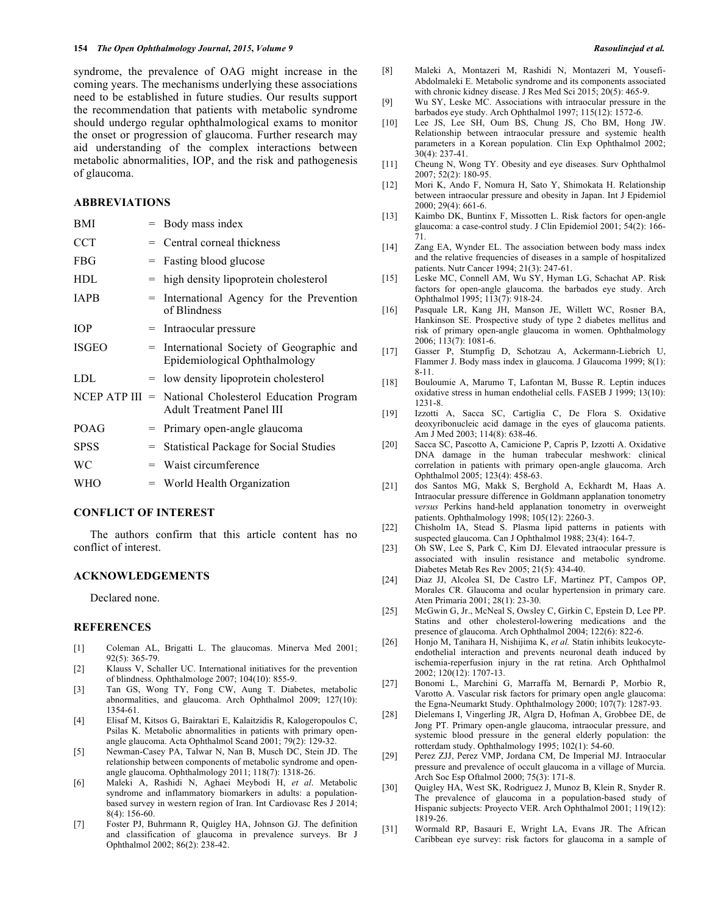syndrome, the prevalence of OAG might increase in the coming years. The mechanisms underlying these associations need to be established in future studies. Our results support the recommendation that patients with metabolic syndrome should undergo regular ophthalmological exams to monitor the onset or progression of glaucoma. Further research may aid understanding of the complex interactions between metabolic abnormalities, IOP, and the risk and pathogenesis of glaucoma.

## ABBREVIATIONS

| | | |
|---|---|---|
| BMI | = | Body mass index |
| CCT | = | Central corneal thickness |
| FBG | = | Fasting blood glucose |
| HDL | = | high density lipoprotein cholesterol |
| IAPB | = | International Agency for the Prevention of Blindness |
| IOP | = | Intraocular pressure |
| ISGEO | = | International Society of Geographic and Epidemiological Ophthalmology |
| LDL | = | low density lipoprotein cholesterol |
| NCEP ATP III | = | National Cholesterol Education Program Adult Treatment Panel III |
| POAG | = | Primary open-angle glaucoma |
| SPSS | = | Statistical Package for Social Studies |
| WC | = | Waist circumference |
| WHO | = | World Health Organization |

## CONFLICT OF INTEREST

The authors confirm that this article content has no conflict of interest.

## ACKNOWLEDGEMENTS

Declared none.

## REFERENCES

[1] Coleman AL, Brigatti L. The glaucomas. Minerva Med 2001; 92(5): 365-79.

[2] Klauss V, Schaller UC. International initiatives for the prevention of blindness. Ophthalmologe 2007; 104(10): 855-9.

[3] Tan GS, Wong TY, Fong CW, Aung T. Diabetes, metabolic abnormalities, and glaucoma. Arch Ophthalmol 2009; 127(10): 1354-61.

[4] Elisaf M, Kitsos G, Bairaktari E, Kalaitzidis R, Kalogeropoulos C, Psilas K. Metabolic abnormalities in patients with primary open-angle glaucoma. Acta Ophthalmol Scand 2001; 79(2): 129-32.

[5] Newman-Casey PA, Talwar N, Nan B, Musch DC, Stein JD. The relationship between components of metabolic syndrome and open-angle glaucoma. Ophthalmology 2011; 118(7): 1318-26.

[6] Maleki A, Rashidi N, Aghaei Meybodi H, *et al*. Metabolic syndrome and inflammatory biomarkers in adults: a population-based survey in western region of Iran. Int Cardiovasc Res J 2014; 8(4): 156-60.

[7] Foster PJ, Buhrmann R, Quigley HA, Johnson GJ. The definition and classification of glaucoma in prevalence surveys. Br J Ophthalmol 2002; 86(2): 238-42.

[8] Maleki A, Montazeri M, Rashidi N, Montazeri M, Yousefi-Abdolmaleki E. Metabolic syndrome and its components associated with chronic kidney disease. J Res Med Sci 2015; 20(5): 465-9.

[9] Wu SY, Leske MC. Associations with intraocular pressure in the barbados eye study. Arch Ophthalmol 1997; 115(12): 1572-6.

[10] Lee JS, Lee SH, Oum BS, Chung JS, Cho BM, Hong JW. Relationship between intraocular pressure and systemic health parameters in a Korean population. Clin Exp Ophthalmol 2002; 30(4): 237-41.

[11] Cheung N, Wong TY. Obesity and eye diseases. Surv Ophthalmol 2007; 52(2): 180-95.

[12] Mori K, Ando F, Nomura H, Sato Y, Shimokata H. Relationship between intraocular pressure and obesity in Japan. Int J Epidemiol 2000; 29(4): 661-6.

[13] Kaimbo DK, Buntinx F, Missotten L. Risk factors for open-angle glaucoma: a case-control study. J Clin Epidemiol 2001; 54(2): 166-71.

[14] Zang EA, Wynder EL. The association between body mass index and the relative frequencies of diseases in a sample of hospitalized patients. Nutr Cancer 1994; 21(3): 247-61.

[15] Leske MC, Connell AM, Wu SY, Hyman LG, Schachat AP. Risk factors for open-angle glaucoma. the barbados eye study. Arch Ophthalmol 1995; 113(7): 918-24.

[16] Pasquale LR, Kang JH, Manson JE, Willett WC, Rosner BA, Hankinson SE. Prospective study of type 2 diabetes mellitus and risk of primary open-angle glaucoma in women. Ophthalmology 2006; 113(7): 1081-6.

[17] Gasser P, Stumpfig D, Schotzau A, Ackermann-Liebrich U, Flammer J. Body mass index in glaucoma. J Glaucoma 1999; 8(1): 8-11.

[18] Bouloumie A, Marumo T, Lafontan M, Busse R. Leptin induces oxidative stress in human endothelial cells. FASEB J 1999; 13(10): 1231-8.

[19] Izzotti A, Sacca SC, Cartiglia C, De Flora S. Oxidative deoxyribonucleic acid damage in the eyes of glaucoma patients. Am J Med 2003; 114(8): 638-46.

[20] Sacca SC, Pascotto A, Camicione P, Capris P, Izzotti A. Oxidative DNA damage in the human trabecular meshwork: clinical correlation in patients with primary open-angle glaucoma. Arch Ophthalmol 2005; 123(4): 458-63.

[21] dos Santos MG, Makk S, Berghold A, Eckhardt M, Haas A. Intraocular pressure difference in Goldmann applanation tonometry *versus* Perkins hand-held applanation tonometry in overweight patients. Ophthalmology 1998; 105(12): 2260-3.

[22] Chisholm IA, Stead S. Plasma lipid patterns in patients with suspected glaucoma. Can J Ophthalmol 1988; 23(4): 164-7.

[23] Oh SW, Lee S, Park C, Kim DJ. Elevated intraocular pressure is associated with insulin resistance and metabolic syndrome. Diabetes Metab Res Rev 2005; 21(5): 434-40.

[24] Diaz JJ, Alcolea SI, De Castro LF, Martinez PT, Campos OP, Morales CR. Glaucoma and ocular hypertension in primary care. Aten Primaria 2001; 28(1): 23-30.

[25] McGwin G, Jr., McNeal S, Owsley C, Girkin C, Epstein D, Lee PP. Statins and other cholesterol-lowering medications and the presence of glaucoma. Arch Ophthalmol 2004; 122(6): 822-6.

[26] Honjo M, Tanihara H, Nishijima K, *et al.* Statin inhibits leukocyte-endothelial interaction and prevents neuronal death induced by ischemia-reperfusion injury in the rat retina. Arch Ophthalmol 2002; 120(12): 1707-13.

[27] Bonomi L, Marchini G, Marraffa M, Bernardi P, Morbio R, Varotto A. Vascular risk factors for primary open angle glaucoma: the Egna-Neumarkt Study. Ophthalmology 2000; 107(7): 1287-93.

[28] Dielemans I, Vingerling JR, Algra D, Hofman A, Grobbee DE, de Jong PT. Primary open-angle glaucoma, intraocular pressure, and systemic blood pressure in the general elderly population: the rotterdam study. Ophthalmology 1995; 102(1): 54-60.

[29] Perez ZJJ, Perez VMP, Jordana CM, De Imperial MJ. Intraocular pressure and prevalence of occult glaucoma in a village of Murcia. Arch Soc Esp Oftalmol 2000; 75(3): 171-8.

[30] Quigley HA, West SK, Rodriguez J, Munoz B, Klein R, Snyder R. The prevalence of glaucoma in a population-based study of Hispanic subjects: Proyecto VER. Arch Ophthalmol 2001; 119(12): 1819-26.

[31] Wormald RP, Basauri E, Wright LA, Evans JR. The African Caribbean eye survey: risk factors for glaucoma in a sample of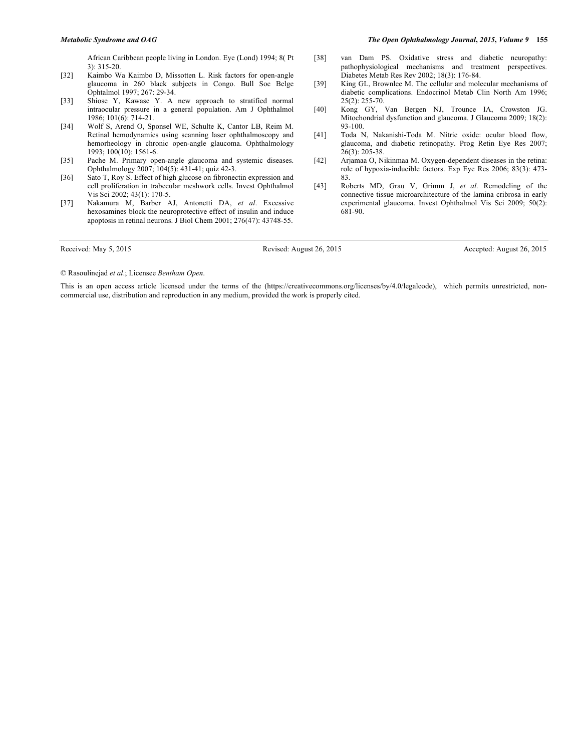African Caribbean people living in London. Eye (Lond) 1994; 8( Pt 3): 315-20.

[32] Kaimbo Wa Kaimbo D, Missotten L. Risk factors for open-angle glaucoma in 260 black subjects in Congo. Bull Soc Belge Ophtalmol 1997; 267: 29-34.

[33] Shiose Y, Kawase Y. A new approach to stratified normal intraocular pressure in a general population. Am J Ophthalmol 1986; 101(6): 714-21.

[34] Wolf S, Arend O, Sponsel WE, Schulte K, Cantor LB, Reim M. Retinal hemodynamics using scanning laser ophthalmoscopy and hemorheology in chronic open-angle glaucoma. Ophthalmology 1993; 100(10): 1561-6.

[35] Pache M. Primary open-angle glaucoma and systemic diseases. Ophthalmology 2007; 104(5): 431-41; quiz 42-3.

[36] Sato T, Roy S. Effect of high glucose on fibronectin expression and cell proliferation in trabecular meshwork cells. Invest Ophthalmol Vis Sci 2002; 43(1): 170-5.

[37] Nakamura M, Barber AJ, Antonetti DA, *et al*. Excessive hexosamines block the neuroprotective effect of insulin and induce apoptosis in retinal neurons. J Biol Chem 2001; 276(47): 43748-55.

[38] van Dam PS. Oxidative stress and diabetic neuropathy: pathophysiological mechanisms and treatment perspectives. Diabetes Metab Res Rev 2002; 18(3): 176-84.

[39] King GL, Brownlee M. The cellular and molecular mechanisms of diabetic complications. Endocrinol Metab Clin North Am 1996; 25(2): 255-70.

[40] Kong GY, Van Bergen NJ, Trounce IA, Crowston JG. Mitochondrial dysfunction and glaucoma. J Glaucoma 2009; 18(2): 93-100.

[41] Toda N, Nakanishi-Toda M. Nitric oxide: ocular blood flow, glaucoma, and diabetic retinopathy. Prog Retin Eye Res 2007; 26(3): 205-38.

[42] Arjamaa O, Nikinmaa M. Oxygen-dependent diseases in the retina: role of hypoxia-inducible factors. Exp Eye Res 2006; 83(3): 473-83.

[43] Roberts MD, Grau V, Grimm J, *et al*. Remodeling of the connective tissue microarchitecture of the lamina cribrosa in early experimental glaucoma. Invest Ophthalmol Vis Sci 2009; 50(2): 681-90.

---

Received: May 5, 2015 Revised: August 26, 2015 Accepted: August 26, 2015

© Rasoulinejad *et al*.; Licensee *Bentham Open*.

This is an open access article licensed under the terms of the (https://creativecommons.org/licenses/by/4.0/legalcode), which permits unrestricted, non-commercial use, distribution and reproduction in any medium, provided the work is properly cited.